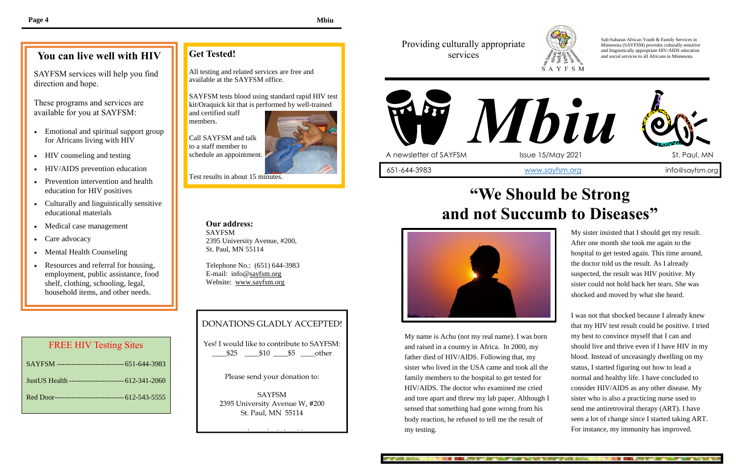## You can live well with HIV

SAYFSM services will help you find direction and hope.

These programs and services are available for you at SAYFSM:

- Emotional and spiritual support group for Africans living with HIV
- HIV counseling and testing
- HIV/AIDS prevention education
- Prevention intervention and health education for HIV positives
- Culturally and linguistically sensitive educational materials
- Medical case management
- Care advocacy
- Mental Health Counseling
- Resources and referral for housing, employment, public assistance, food shelf, clothing, schooling, legal, household items, and other needs.

### FREE HIV Testing Sites

SAYFSM ---------------------------- 651-644-3983

JustUS Health ---------------------- 612-341-2060

Red Door----------------------------- 612-543-5555

## Get Tested!

All testing and related services are free and available at the SAYFSM office.

SAYFSM tests blood using standard rapid HIV test kit/Oraquick kit that is performed by well-trained and certified staff members.

Call SAYFSM and talk to a staff member to schedule an appointment.

Test results in about 15 minutes.

**Our address:**
SAYFSM
2395 University Avenue, #200,
St. Paul, MN 55114

Telephone No.: (651) 644-3983
E-mail: info@sayfsm.org
Website: www.sayfsm.org

DONATIONS GLADLY ACCEPTED!

Yes! I would like to contribute to SAYFSM:
____$25 ____$10 ____$5 ____other

Please send your donation to:

SAYFSM
2395 University Avenue W, #200
St. Paul, MN 55114

Providing culturally appropriate services

Sub-Saharan African Youth & Family Services in Minnesota (SAYFSM) provides culturally sensitive and linguistically appropriate HIV/AIDS education and social services to all Africans in Minnesota.

# *Mbiu*

A newsletter of SAYFSM | Issue 15/May 2021 | St. Paul, MN

651-644-3983 | www.sayfsm.org | info@sayfsm.org

## "We Should be Strong and not Succumb to Diseases"

My name is Achu (not my real name). I was born and raised in a country in Africa. In 2000, my father died of HIV/AIDS. Following that, my sister who lived in the USA came and took all the family members to the hospital to get tested for HIV/AIDS. The doctor who examined me cried and tore apart and threw my lab paper. Although I sensed that something had gone wrong from his body reaction, he refused to tell me the result of my testing.

My sister insisted that I should get my result. After one month she took me again to the hospital to get tested again. This time around, the doctor told us the result. As I already suspected, the result was HIV positive. My sister could not hold back her tears. She was shocked and moved by what she heard.

I was not that shocked because I already knew that my HIV test result could be positive. I tried my best to convince myself that I can and should live and thrive even if I have HIV in my blood. Instead of unceasingly dwelling on my status, I started figuring out how to lead a normal and healthy life. I have concluded to consider HIV/AIDS as any other disease. My sister who is also a practicing nurse used to send me antiretroviral therapy (ART). I have seen a lot of change since I started taking ART. For instance, my immunity has improved.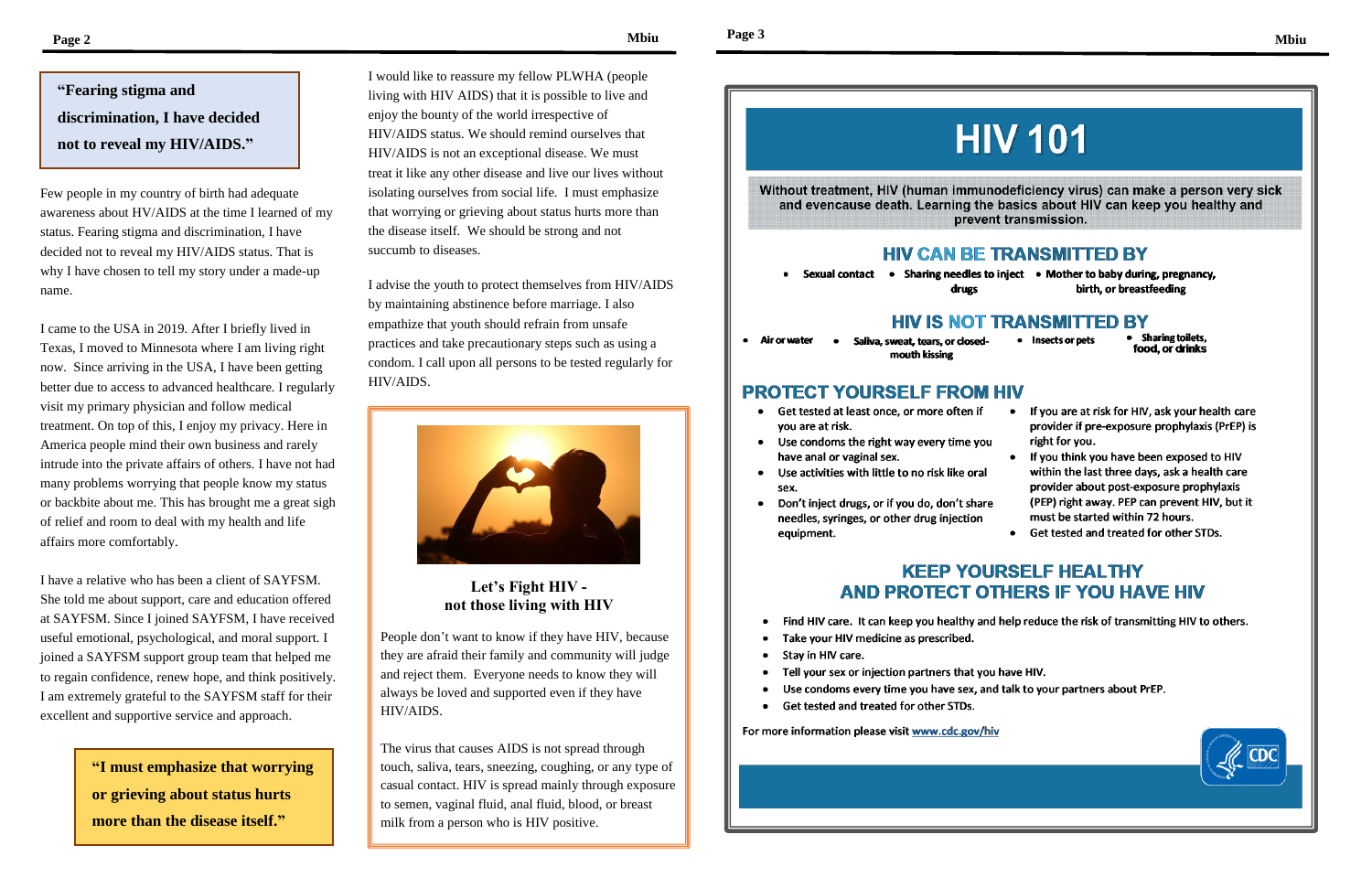> **"Fearing stigma and discrimination, I have decided not to reveal my HIV/AIDS."**

Few people in my country of birth had adequate awareness about HV/AIDS at the time I learned of my status. Fearing stigma and discrimination, I have decided not to reveal my HIV/AIDS status. That is why I have chosen to tell my story under a made-up name.

I came to the USA in 2019. After I briefly lived in Texas, I moved to Minnesota where I am living right now. Since arriving in the USA, I have been getting better due to access to advanced healthcare. I regularly visit my primary physician and follow medical treatment. On top of this, I enjoy my privacy. Here in America people mind their own business and rarely intrude into the private affairs of others. I have not had many problems worrying that people know my status or backbite about me. This has brought me a great sigh of relief and room to deal with my health and life affairs more comfortably.

I have a relative who has been a client of SAYFSM. She told me about support, care and education offered at SAYFSM. Since I joined SAYFSM, I have received useful emotional, psychological, and moral support. I joined a SAYFSM support group team that helped me to regain confidence, renew hope, and think positively. I am extremely grateful to the SAYFSM staff for their excellent and supportive service and approach.

> **"I must emphasize that worrying or grieving about status hurts more than the disease itself."**

I would like to reassure my fellow PLWHA (people living with HIV AIDS) that it is possible to live and enjoy the bounty of the world irrespective of HIV/AIDS status. We should remind ourselves that HIV/AIDS is not an exceptional disease. We must treat it like any other disease and live our lives without isolating ourselves from social life. I must emphasize that worrying or grieving about status hurts more than the disease itself. We should be strong and not succumb to diseases.

I advise the youth to protect themselves from HIV/AIDS by maintaining abstinence before marriage. I also empathize that youth should refrain from unsafe practices and take precautionary steps such as using a condom. I call upon all persons to be tested regularly for HIV/AIDS.

**Let's Fight HIV - not those living with HIV**

People don't want to know if they have HIV, because they are afraid their family and community will judge and reject them. Everyone needs to know they will always be loved and supported even if they have HIV/AIDS.

The virus that causes AIDS is not spread through touch, saliva, tears, sneezing, coughing, or any type of casual contact. HIV is spread mainly through exposure to semen, vaginal fluid, anal fluid, blood, or breast milk from a person who is HIV positive.

# HIV 101

Without treatment, HIV (human immunodeficiency virus) can make a person very sick and evencause death. Learning the basics about HIV can keep you healthy and prevent transmission.

## HIV CAN BE TRANSMITTED BY

- Sexual contact
- Sharing needles to inject drugs
- Mother to baby during, pregnancy, birth, or breastfeeding

## HIV IS NOT TRANSMITTED BY

- Air or water
- Saliva, sweat, tears, or closed-mouth kissing
- Insects or pets
- Sharing toilets, food, or drinks

## PROTECT YOURSELF FROM HIV

- Get tested at least once, or more often if you are at risk.
- Use condoms the right way every time you have anal or vaginal sex.
- Use activities with little to no risk like oral sex.
- Don't inject drugs, or if you do, don't share needles, syringes, or other drug injection equipment.
- If you are at risk for HIV, ask your health care provider if pre-exposure prophylaxis (PrEP) is right for you.
- If you think you have been exposed to HIV within the last three days, ask a health care provider about post-exposure prophylaxis (PEP) right away. PEP can prevent HIV, but it must be started within 72 hours.
- Get tested and treated for other STDs.

## KEEP YOURSELF HEALTHY AND PROTECT OTHERS IF YOU HAVE HIV

- Find HIV care. It can keep you healthy and help reduce the risk of transmitting HIV to others.
- Take your HIV medicine as prescribed.
- Stay in HIV care.
- Tell your sex or injection partners that you have HIV.
- Use condoms every time you have sex, and talk to your partners about PrEP.
- Get tested and treated for other STDs.

For more information please visit www.cdc.gov/hiv

CDC